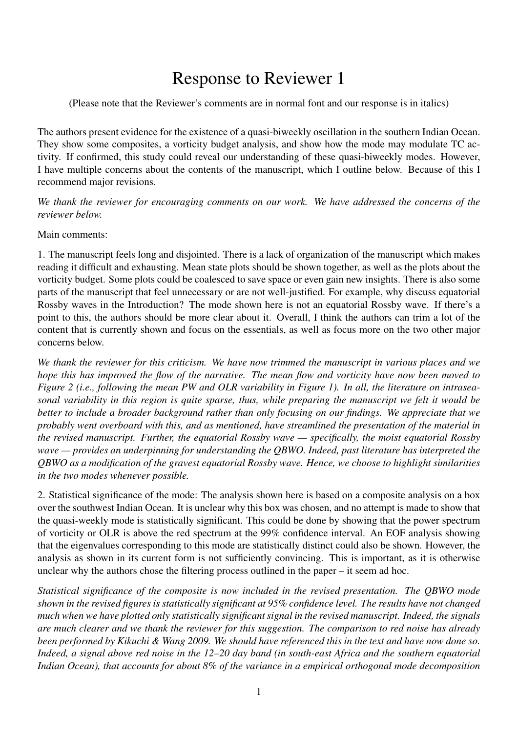# Response to Reviewer 1

(Please note that the Reviewer's comments are in normal font and our response is in italics)

The authors present evidence for the existence of a quasi-biweekly oscillation in the southern Indian Ocean. They show some composites, a vorticity budget analysis, and show how the mode may modulate TC activity. If confirmed, this study could reveal our understanding of these quasi-biweekly modes. However, I have multiple concerns about the contents of the manuscript, which I outline below. Because of this I recommend major revisions.

*We thank the reviewer for encouraging comments on our work. We have addressed the concerns of the reviewer below.*

Main comments:

1. The manuscript feels long and disjointed. There is a lack of organization of the manuscript which makes reading it difficult and exhausting. Mean state plots should be shown together, as well as the plots about the vorticity budget. Some plots could be coalesced to save space or even gain new insights. There is also some parts of the manuscript that feel unnecessary or are not well-justified. For example, why discuss equatorial Rossby waves in the Introduction? The mode shown here is not an equatorial Rossby wave. If there's a point to this, the authors should be more clear about it. Overall, I think the authors can trim a lot of the content that is currently shown and focus on the essentials, as well as focus more on the two other major concerns below.

*We thank the reviewer for this criticism. We have now trimmed the manuscript in various places and we hope this has improved the flow of the narrative. The mean flow and vorticity have now been moved to Figure 2 (i.e., following the mean PW and OLR variability in Figure 1). In all, the literature on intraseasonal variability in this region is quite sparse, thus, while preparing the manuscript we felt it would be better to include a broader background rather than only focusing on our findings. We appreciate that we probably went overboard with this, and as mentioned, have streamlined the presentation of the material in the revised manuscript. Further, the equatorial Rossby wave — specifically, the moist equatorial Rossby wave — provides an underpinning for understanding the QBWO. Indeed, past literature has interpreted the QBWO as a modification of the gravest equatorial Rossby wave. Hence, we choose to highlight similarities in the two modes whenever possible.*

2. Statistical significance of the mode: The analysis shown here is based on a composite analysis on a box over the southwest Indian Ocean. It is unclear why this box was chosen, and no attempt is made to show that the quasi-weekly mode is statistically significant. This could be done by showing that the power spectrum of vorticity or OLR is above the red spectrum at the 99% confidence interval. An EOF analysis showing that the eigenvalues corresponding to this mode are statistically distinct could also be shown. However, the analysis as shown in its current form is not sufficiently convincing. This is important, as it is otherwise unclear why the authors chose the filtering process outlined in the paper – it seem ad hoc.

*Statistical significance of the composite is now included in the revised presentation. The QBWO mode shown in the revised figures is statistically significant at 95% confidence level. The results have not changed much when we have plotted only statistically significant signal in the revised manuscript. Indeed, the signals are much clearer and we thank the reviewer for this suggestion. The comparison to red noise has already been performed by Kikuchi & Wang 2009. We should have referenced this in the text and have now done so. Indeed, a signal above red noise in the 12–20 day band (in south-east Africa and the southern equatorial Indian Ocean), that accounts for about 8% of the variance in a empirical orthogonal mode decomposition*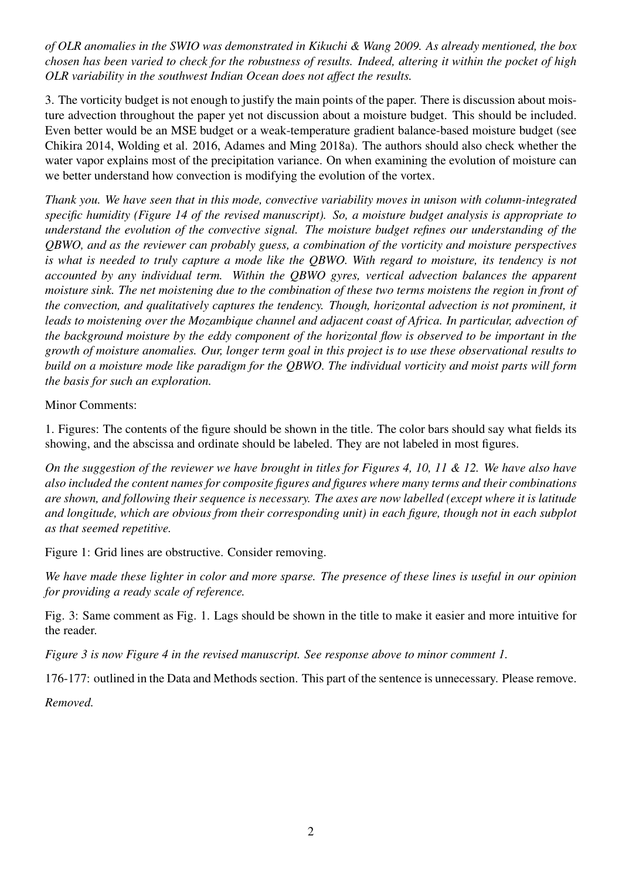*of OLR anomalies in the SWIO was demonstrated in Kikuchi & Wang 2009. As already mentioned, the box chosen has been varied to check for the robustness of results. Indeed, altering it within the pocket of high OLR variability in the southwest Indian Ocean does not affect the results.*

3. The vorticity budget is not enough to justify the main points of the paper. There is discussion about moisture advection throughout the paper yet not discussion about a moisture budget. This should be included. Even better would be an MSE budget or a weak-temperature gradient balance-based moisture budget (see Chikira 2014, Wolding et al. 2016, Adames and Ming 2018a). The authors should also check whether the water vapor explains most of the precipitation variance. On when examining the evolution of moisture can we better understand how convection is modifying the evolution of the vortex.

*Thank you. We have seen that in this mode, convective variability moves in unison with column-integrated specific humidity (Figure 14 of the revised manuscript). So, a moisture budget analysis is appropriate to understand the evolution of the convective signal. The moisture budget refines our understanding of the QBWO, and as the reviewer can probably guess, a combination of the vorticity and moisture perspectives is what is needed to truly capture a mode like the QBWO. With regard to moisture, its tendency is not accounted by any individual term. Within the QBWO gyres, vertical advection balances the apparent moisture sink. The net moistening due to the combination of these two terms moistens the region in front of the convection, and qualitatively captures the tendency. Though, horizontal advection is not prominent, it leads to moistening over the Mozambique channel and adjacent coast of Africa. In particular, advection of the background moisture by the eddy component of the horizontal flow is observed to be important in the growth of moisture anomalies. Our, longer term goal in this project is to use these observational results to build on a moisture mode like paradigm for the QBWO. The individual vorticity and moist parts will form the basis for such an exploration.*

Minor Comments:

1. Figures: The contents of the figure should be shown in the title. The color bars should say what fields its showing, and the abscissa and ordinate should be labeled. They are not labeled in most figures.

*On the suggestion of the reviewer we have brought in titles for Figures 4, 10, 11 & 12. We have also have also included the content names for composite figures and figures where many terms and their combinations are shown, and following their sequence is necessary. The axes are now labelled (except where it is latitude and longitude, which are obvious from their corresponding unit) in each figure, though not in each subplot as that seemed repetitive.*

Figure 1: Grid lines are obstructive. Consider removing.

*We have made these lighter in color and more sparse. The presence of these lines is useful in our opinion for providing a ready scale of reference.*

Fig. 3: Same comment as Fig. 1. Lags should be shown in the title to make it easier and more intuitive for the reader.

*Figure 3 is now Figure 4 in the revised manuscript. See response above to minor comment 1.*

176-177: outlined in the Data and Methods section. This part of the sentence is unnecessary. Please remove.

*Removed.*